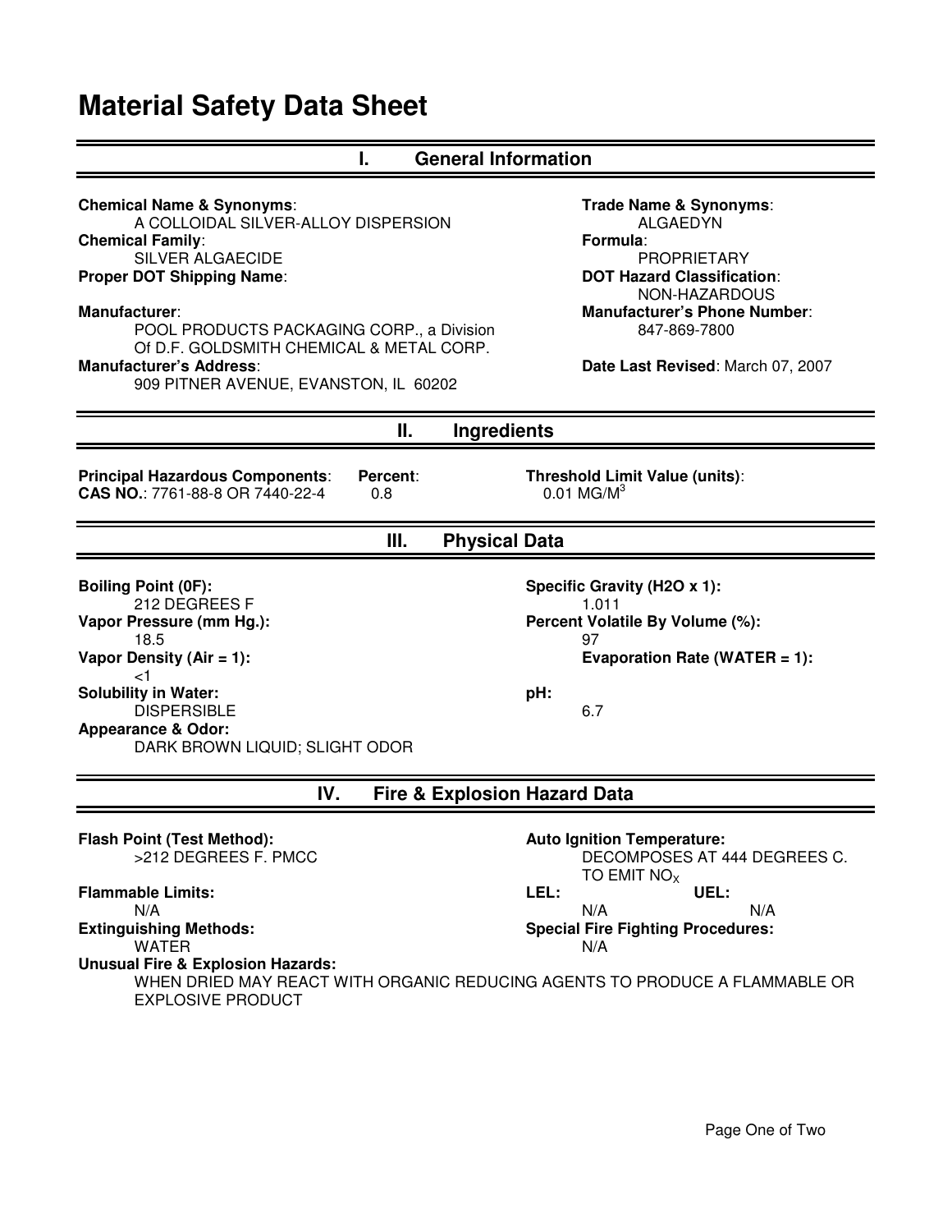# Material Safety Data Sheet

## I. General Information

**Chemical Name & Synonyms**:
A COLLOIDAL SILVER-ALLOY DISPERSION

**Chemical Family**:
SILVER ALGAECIDE

**Proper DOT Shipping Name**:

**Manufacturer**:
POOL PRODUCTS PACKAGING CORP., a Division Of D.F. GOLDSMITH CHEMICAL & METAL CORP.

**Manufacturer's Address**:
909 PITNER AVENUE, EVANSTON, IL 60202

**Trade Name & Synonyms**:
ALGAEDYN

**Formula**:
PROPRIETARY

**DOT Hazard Classification**:
NON-HAZARDOUS

**Manufacturer's Phone Number**:
847-869-7800

**Date Last Revised**: March 07, 2007

## II. Ingredients

| **Principal Hazardous Components**: | **Percent**: | **Threshold Limit Value (units)**: |
|---|---|---|
| **CAS NO.**: 7761-88-8 OR 7440-22-4 | 0.8 | 0.01 $MG/M^3$ |

## III. Physical Data

**Boiling Point (0F):**
212 DEGREES F

**Vapor Pressure (mm Hg.):**
18.5

**Vapor Density (Air = 1):**
<1

**Solubility in Water:**
DISPERSIBLE

**Appearance & Odor:**
DARK BROWN LIQUID; SLIGHT ODOR

**Specific Gravity (H2O x 1):**
1.011

**Percent Volatile By Volume (%):**
97

**Evaporation Rate (WATER = 1):**

**pH:**
6.7

## IV. Fire & Explosion Hazard Data

**Flash Point (Test Method):**
>212 DEGREES F. PMCC

**Flammable Limits:**
N/A

**Extinguishing Methods:**
WATER

**Auto Ignition Temperature:**
DECOMPOSES AT 444 DEGREES C. TO EMIT $NO_X$

**LEL:** N/A **UEL:** N/A

**Special Fire Fighting Procedures:**
N/A

**Unusual Fire & Explosion Hazards:**
WHEN DRIED MAY REACT WITH ORGANIC REDUCING AGENTS TO PRODUCE A FLAMMABLE OR EXPLOSIVE PRODUCT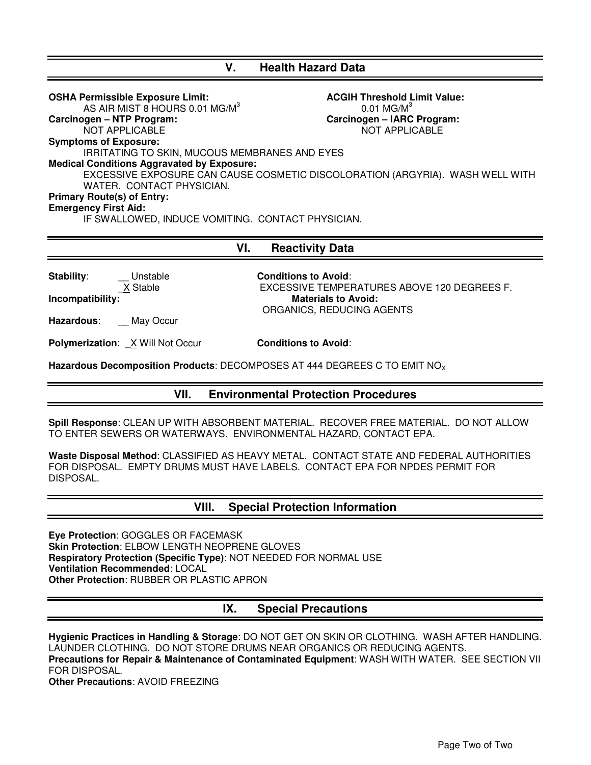## V. Health Hazard Data

**OSHA Permissible Exposure Limit:**
AS AIR MIST 8 HOURS 0.01 MG/M$^3$

**ACGIH Threshold Limit Value:**
0.01 MG/M$^3$

**Carcinogen – NTP Program:**
NOT APPLICABLE

**Carcinogen – IARC Program:**
NOT APPLICABLE

**Symptoms of Exposure:**
IRRITATING TO SKIN, MUCOUS MEMBRANES AND EYES

**Medical Conditions Aggravated by Exposure:**
EXCESSIVE EXPOSURE CAN CAUSE COSMETIC DISCOLORATION (ARGYRIA). WASH WELL WITH WATER. CONTACT PHYSICIAN.

**Primary Route(s) of Entry:**

**Emergency First Aid:**
IF SWALLOWED, INDUCE VOMITING. CONTACT PHYSICIAN.

## VI. Reactivity Data

**Stability**: __ Unstable
_X Stable

**Conditions to Avoid**:
EXCESSIVE TEMPERATURES ABOVE 120 DEGREES F.

**Incompatibility:**

**Materials to Avoid:**
ORGANICS, REDUCING AGENTS

**Hazardous**: __ May Occur

**Polymerization**: _X Will Not Occur

**Conditions to Avoid**:

**Hazardous Decomposition Products**: DECOMPOSES AT 444 DEGREES C TO EMIT $NO_X$

## VII. Environmental Protection Procedures

**Spill Response**: CLEAN UP WITH ABSORBENT MATERIAL. RECOVER FREE MATERIAL. DO NOT ALLOW TO ENTER SEWERS OR WATERWAYS. ENVIRONMENTAL HAZARD, CONTACT EPA.

**Waste Disposal Method**: CLASSIFIED AS HEAVY METAL. CONTACT STATE AND FEDERAL AUTHORITIES FOR DISPOSAL. EMPTY DRUMS MUST HAVE LABELS. CONTACT EPA FOR NPDES PERMIT FOR DISPOSAL.

## VIII. Special Protection Information

**Eye Protection**: GOGGLES OR FACEMASK
**Skin Protection**: ELBOW LENGTH NEOPRENE GLOVES
**Respiratory Protection (Specific Type)**: NOT NEEDED FOR NORMAL USE
**Ventilation Recommended**: LOCAL
**Other Protection**: RUBBER OR PLASTIC APRON

## IX. Special Precautions

**Hygienic Practices in Handling & Storage**: DO NOT GET ON SKIN OR CLOTHING. WASH AFTER HANDLING. LAUNDER CLOTHING. DO NOT STORE DRUMS NEAR ORGANICS OR REDUCING AGENTS.
**Precautions for Repair & Maintenance of Contaminated Equipment**: WASH WITH WATER. SEE SECTION VII FOR DISPOSAL.
**Other Precautions**: AVOID FREEZING